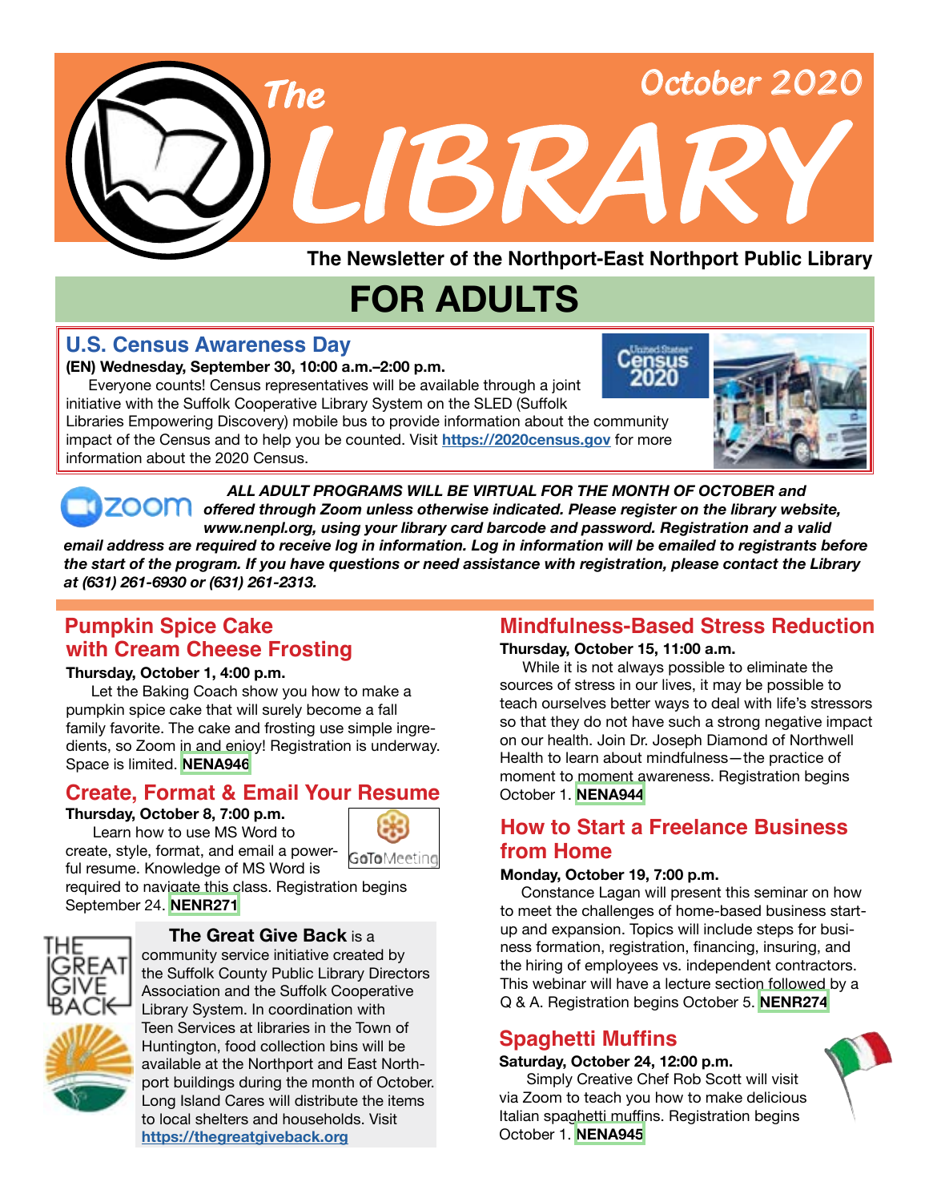# The LIBRARY

October 2020

**The Newsletter of the Northport-East Northport Public Library**

# FOR ADULTS

## U.S. Census Awareness Day

**(EN) Wednesday, September 30, 10:00 a.m.–2:00 p.m.**

Everyone counts! Census representatives will be available through a joint initiative with the Suffolk Cooperative Library System on the SLED (Suffolk Libraries Empowering Discovery) mobile bus to provide information about the community impact of the Census and to help you be counted. Visit **https://2020census.gov** for more information about the 2020 Census.

***ALL ADULT PROGRAMS WILL BE VIRTUAL FOR THE MONTH OF OCTOBER and offered through Zoom unless otherwise indicated. Please register on the library website, www.nenpl.org, using your library card barcode and password. Registration and a valid email address are required to receive log in information. Log in information will be emailed to registrants before the start of the program. If you have questions or need assistance with registration, please contact the Library at (631) 261-6930 or (631) 261-2313.***

## Pumpkin Spice Cake with Cream Cheese Frosting

**Thursday, October 1, 4:00 p.m.**

Let the Baking Coach show you how to make a pumpkin spice cake that will surely become a fall family favorite. The cake and frosting use simple ingredients, so Zoom in and enjoy! Registration is underway. Space is limited. **NENA946**

## Create, Format & Email Your Resume

**Thursday, October 8, 7:00 p.m.**

Learn how to use MS Word to create, style, format, and email a powerful resume. Knowledge of MS Word is required to navigate this class. Registration begins September 24. **NENR271**

GoToMeeting

**The Great Give Back** is a community service initiative created by the Suffolk County Public Library Directors Association and the Suffolk Cooperative Library System. In coordination with Teen Services at libraries in the Town of Huntington, food collection bins will be available at the Northport and East Northport buildings during the month of October. Long Island Cares will distribute the items to local shelters and households. Visit **https://thegreatgiveback.org**

## Mindfulness-Based Stress Reduction

**Thursday, October 15, 11:00 a.m.**

While it is not always possible to eliminate the sources of stress in our lives, it may be possible to teach ourselves better ways to deal with life's stressors so that they do not have such a strong negative impact on our health. Join Dr. Joseph Diamond of Northwell Health to learn about mindfulness—the practice of moment to moment awareness. Registration begins October 1. **NENA944**

## How to Start a Freelance Business from Home

**Monday, October 19, 7:00 p.m.**

Constance Lagan will present this seminar on how to meet the challenges of home-based business start-up and expansion. Topics will include steps for business formation, registration, financing, insuring, and the hiring of employees vs. independent contractors. This webinar will have a lecture section followed by a Q & A. Registration begins October 5. **NENR274**

## Spaghetti Muffins

**Saturday, October 24, 12:00 p.m.**

Simply Creative Chef Rob Scott will visit via Zoom to teach you how to make delicious Italian spaghetti muffins. Registration begins October 1. **NENA945**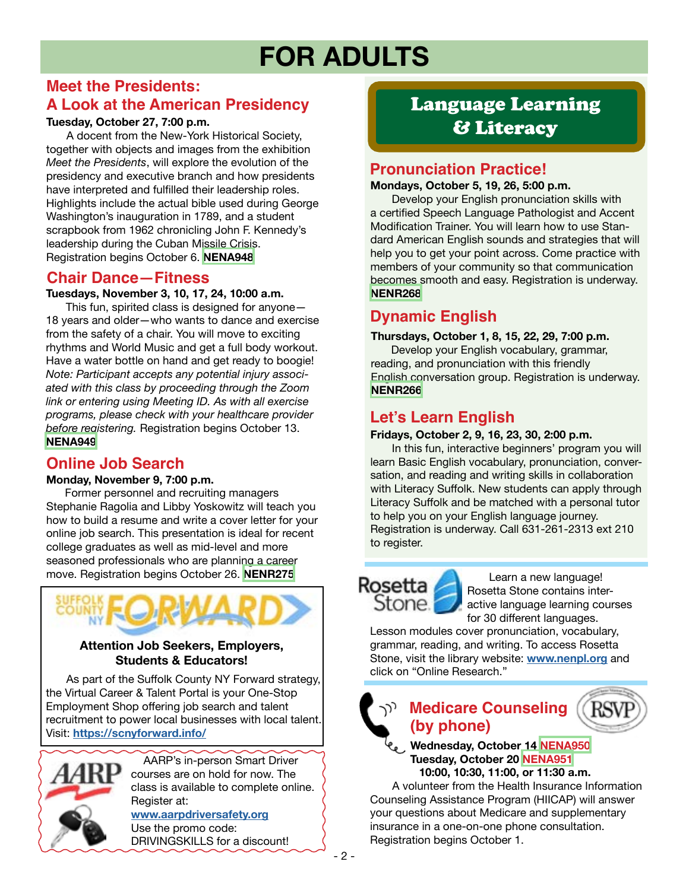# FOR ADULTS

## Meet the Presidents: A Look at the American Presidency

**Tuesday, October 27, 7:00 p.m.**

A docent from the New-York Historical Society, together with objects and images from the exhibition *Meet the Presidents*, will explore the evolution of the presidency and executive branch and how presidents have interpreted and fulfilled their leadership roles. Highlights include the actual bible used during George Washington's inauguration in 1789, and a student scrapbook from 1962 chronicling John F. Kennedy's leadership during the Cuban Missile Crisis. Registration begins October 6. **NENA948**

## Chair Dance—Fitness

**Tuesdays, November 3, 10, 17, 24, 10:00 a.m.**

This fun, spirited class is designed for anyone—18 years and older—who wants to dance and exercise from the safety of a chair. You will move to exciting rhythms and World Music and get a full body workout. Have a water bottle on hand and get ready to boogie! *Note: Participant accepts any potential injury associated with this class by proceeding through the Zoom link or entering using Meeting ID. As with all exercise programs, please check with your healthcare provider before registering.* Registration begins October 13. **NENA949**

## Online Job Search

**Monday, November 9, 7:00 p.m.**

Former personnel and recruiting managers Stephanie Ragolia and Libby Yoskowitz will teach you how to build a resume and write a cover letter for your online job search. This presentation is ideal for recent college graduates as well as mid-level and more seasoned professionals who are planning a career move. Registration begins October 26. **NENR275**

SUFFOLK COUNTY NY FORWARD

**Attention Job Seekers, Employers, Students & Educators!**

As part of the Suffolk County NY Forward strategy, the Virtual Career & Talent Portal is your One-Stop Employment Shop offering job search and talent recruitment to power local businesses with local talent. Visit: **https://scnyforward.info/**

AARP

AARP's in-person Smart Driver courses are on hold for now. The class is available to complete online. Register at: **www.aarpdriversafety.org**
Use the promo code: DRIVINGSKILLS for a discount!

# Language Learning & Literacy

## Pronunciation Practice!

**Mondays, October 5, 19, 26, 5:00 p.m.**

Develop your English pronunciation skills with a certified Speech Language Pathologist and Accent Modification Trainer. You will learn how to use Standard American English sounds and strategies that will help you to get your point across. Come practice with members of your community so that communication becomes smooth and easy. Registration is underway. **NENR268**

## Dynamic English

**Thursdays, October 1, 8, 15, 22, 29, 7:00 p.m.**

Develop your English vocabulary, grammar, reading, and pronunciation with this friendly English conversation group. Registration is underway. **NENR266**

## Let's Learn English

**Fridays, October 2, 9, 16, 23, 30, 2:00 p.m.**

In this fun, interactive beginners' program you will learn Basic English vocabulary, pronunciation, conversation, and reading and writing skills in collaboration with Literacy Suffolk. New students can apply through Literacy Suffolk and be matched with a personal tutor to help you on your English language journey. Registration is underway. Call 631-261-2313 ext 210 to register.

Rosetta Stone

Learn a new language! Rosetta Stone contains interactive language learning courses for 30 different languages. Lesson modules cover pronunciation, vocabulary, grammar, reading, and writing. To access Rosetta Stone, visit the library website: **www.nenpl.org** and click on "Online Research."

## Medicare Counseling (by phone)

**Wednesday, October 14 NENA950**
**Tuesday, October 20 NENA951**
**10:00, 10:30, 11:00, or 11:30 a.m.**

A volunteer from the Health Insurance Information Counseling Assistance Program (HIICAP) will answer your questions about Medicare and supplementary insurance in a one-on-one phone consultation. Registration begins October 1.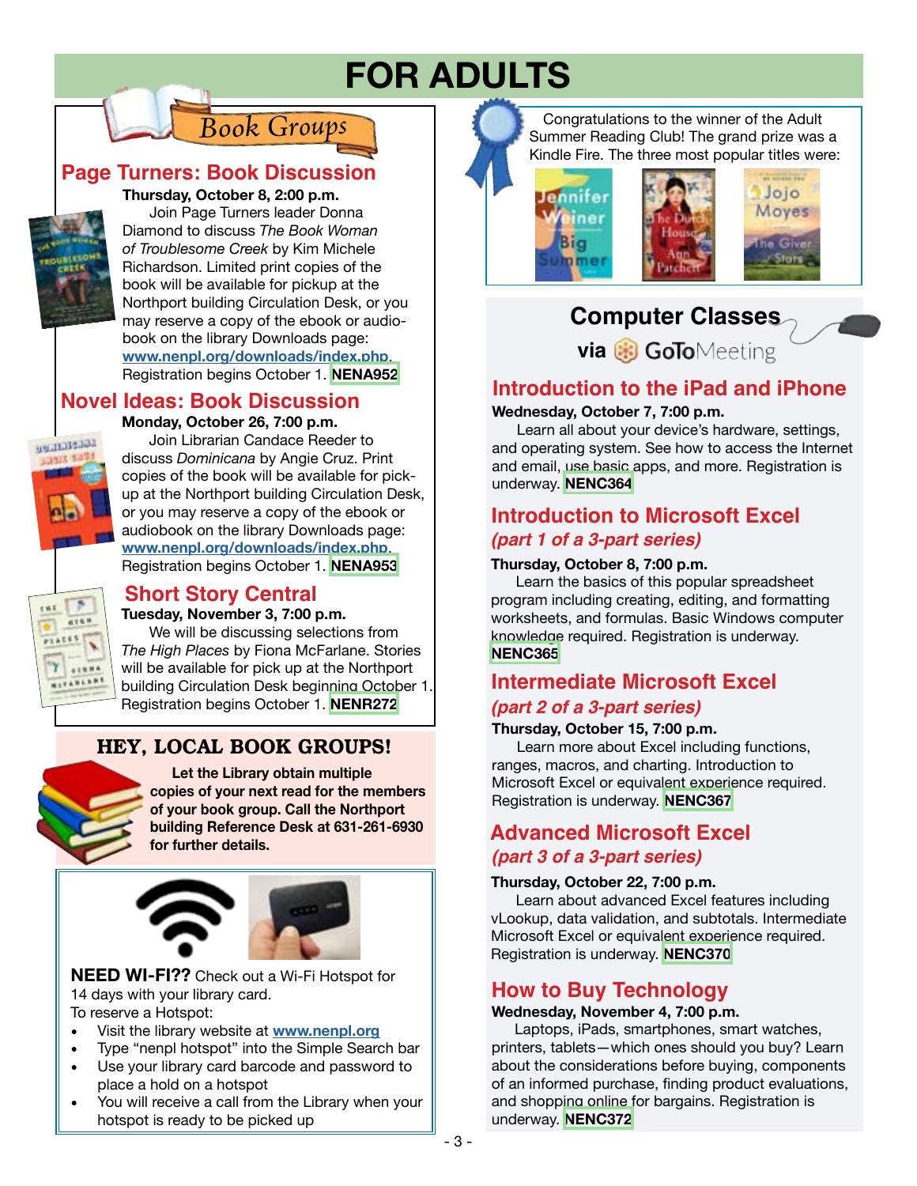# FOR ADULTS

## Book Groups

### Page Turners: Book Discussion

**Thursday, October 8, 2:00 p.m.**

Join Page Turners leader Donna Diamond to discuss *The Book Woman of Troublesome Creek* by Kim Michele Richardson. Limited print copies of the book will be available for pickup at the Northport building Circulation Desk, or you may reserve a copy of the ebook or audiobook on the library Downloads page: **www.nenpl.org/downloads/index.php**. Registration begins October 1. **NENA952**

### Novel Ideas: Book Discussion

**Monday, October 26, 7:00 p.m.**

Join Librarian Candace Reeder to discuss *Dominicana* by Angie Cruz. Print copies of the book will be available for pickup at the Northport building Circulation Desk, or you may reserve a copy of the ebook or audiobook on the library Downloads page: **www.nenpl.org/downloads/index.php**. Registration begins October 1. **NENA953**

### Short Story Central

**Tuesday, November 3, 7:00 p.m.**

We will be discussing selections from *The High Places* by Fiona McFarlane. Stories will be available for pick up at the Northport building Circulation Desk beginning October 1. Registration begins October 1. **NENR272**

## HEY, LOCAL BOOK GROUPS!

**Let the Library obtain multiple copies of your next read for the members of your book group. Call the Northport building Reference Desk at 631-261-6930 for further details.**

**NEED WI-FI??** Check out a Wi-Fi Hotspot for 14 days with your library card.

To reserve a Hotspot:

- Visit the library website at **www.nenpl.org**
- Type "nenpl hotspot" into the Simple Search bar
- Use your library card barcode and password to place a hold on a hotspot
- You will receive a call from the Library when your hotspot is ready to be picked up

Congratulations to the winner of the Adult Summer Reading Club! The grand prize was a Kindle Fire. The three most popular titles were:

## Computer Classes via GoToMeeting

### Introduction to the iPad and iPhone

**Wednesday, October 7, 7:00 p.m.**

Learn all about your device's hardware, settings, and operating system. See how to access the Internet and email, use basic apps, and more. Registration is underway. **NENC364**

### Introduction to Microsoft Excel
*(part 1 of a 3-part series)*

**Thursday, October 8, 7:00 p.m.**

Learn the basics of this popular spreadsheet program including creating, editing, and formatting worksheets, and formulas. Basic Windows computer knowledge required. Registration is underway. **NENC365**

### Intermediate Microsoft Excel
*(part 2 of a 3-part series)*

**Thursday, October 15, 7:00 p.m.**

Learn more about Excel including functions, ranges, macros, and charting. Introduction to Microsoft Excel or equivalent experience required. Registration is underway. **NENC367**

### Advanced Microsoft Excel
*(part 3 of a 3-part series)*

**Thursday, October 22, 7:00 p.m.**

Learn about advanced Excel features including vLookup, data validation, and subtotals. Intermediate Microsoft Excel or equivalent experience required. Registration is underway. **NENC370**

### How to Buy Technology

**Wednesday, November 4, 7:00 p.m.**

Laptops, iPads, smartphones, smart watches, printers, tablets—which ones should you buy? Learn about the considerations before buying, components of an informed purchase, finding product evaluations, and shopping online for bargains. Registration is underway. **NENC372**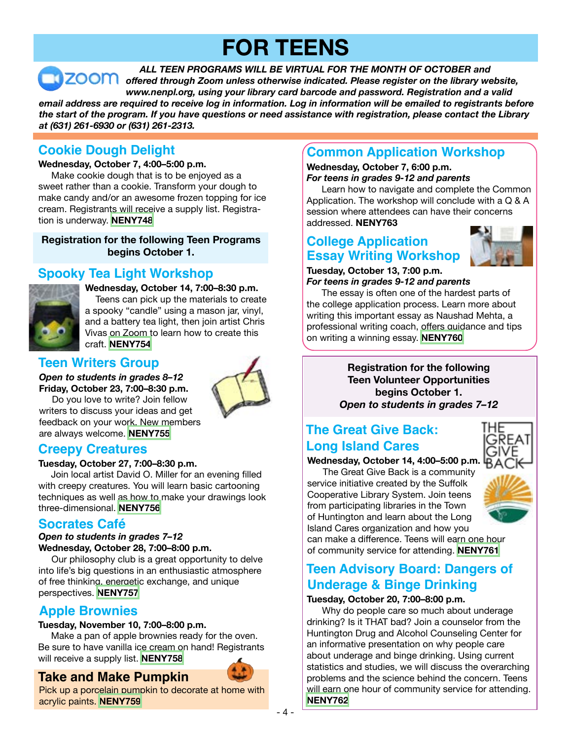# FOR TEENS

***ALL TEEN PROGRAMS WILL BE VIRTUAL FOR THE MONTH OF OCTOBER and offered through Zoom unless otherwise indicated. Please register on the library website, www.nenpl.org, using your library card barcode and password. Registration and a valid email address are required to receive log in information. Log in information will be emailed to registrants before the start of the program. If you have questions or need assistance with registration, please contact the Library at (631) 261-6930 or (631) 261-2313.***

## Cookie Dough Delight

**Wednesday, October 7, 4:00–5:00 p.m.**

Make cookie dough that is to be enjoyed as a sweet rather than a cookie. Transform your dough to make candy and/or an awesome frozen topping for ice cream. Registrants will receive a supply list. Registration is underway. **NENY748**

**Registration for the following Teen Programs begins October 1.**

## Spooky Tea Light Workshop

**Wednesday, October 14, 7:00–8:30 p.m.**

Teens can pick up the materials to create a spooky "candle" using a mason jar, vinyl, and a battery tea light, then join artist Chris Vivas on Zoom to learn how to create this craft. **NENY754**

## Teen Writers Group

***Open to students in grades 8–12***

**Friday, October 23, 7:00–8:30 p.m.**

Do you love to write? Join fellow writers to discuss your ideas and get feedback on your work. New members are always welcome. **NENY755**

## Creepy Creatures

**Tuesday, October 27, 7:00–8:30 p.m.**

Join local artist David O. Miller for an evening filled with creepy creatures. You will learn basic cartooning techniques as well as how to make your drawings look three-dimensional. **NENY756**

## Socrates Café

***Open to students in grades 7–12***

**Wednesday, October 28, 7:00–8:00 p.m.**

Our philosophy club is a great opportunity to delve into life's big questions in an enthusiastic atmosphere of free thinking, energetic exchange, and unique perspectives. **NENY757**

## Apple Brownies

**Tuesday, November 10, 7:00–8:00 p.m.**

Make a pan of apple brownies ready for the oven. Be sure to have vanilla ice cream on hand! Registrants will receive a supply list. **NENY758**

## Take and Make Pumpkin

Pick up a porcelain pumpkin to decorate at home with acrylic paints. **NENY759**

## Common Application Workshop

**Wednesday, October 7, 6:00 p.m.**

***For teens in grades 9-12 and parents***

Learn how to navigate and complete the Common Application. The workshop will conclude with a Q & A session where attendees can have their concerns addressed. **NENY763**

## College Application Essay Writing Workshop

**Tuesday, October 13, 7:00 p.m.**

***For teens in grades 9-12 and parents***

The essay is often one of the hardest parts of the college application process. Learn more about writing this important essay as Naushad Mehta, a professional writing coach, offers guidance and tips on writing a winning essay. **NENY760**

**Registration for the following Teen Volunteer Opportunities begins October 1.**
***Open to students in grades 7–12***

## The Great Give Back: Long Island Cares

**Wednesday, October 14, 4:00–5:00 p.m.**

The Great Give Back is a community service initiative created by the Suffolk Cooperative Library System. Join teens from participating libraries in the Town of Huntington and learn about the Long Island Cares organization and how you can make a difference. Teens will earn one hour of community service for attending. **NENY761**

## Teen Advisory Board: Dangers of Underage & Binge Drinking

**Tuesday, October 20, 7:00–8:00 p.m.**

Why do people care so much about underage drinking? Is it THAT bad? Join a counselor from the Huntington Drug and Alcohol Counseling Center for an informative presentation on why people care about underage and binge drinking. Using current statistics and studies, we will discuss the overarching problems and the science behind the concern. Teens will earn one hour of community service for attending. **NENY762**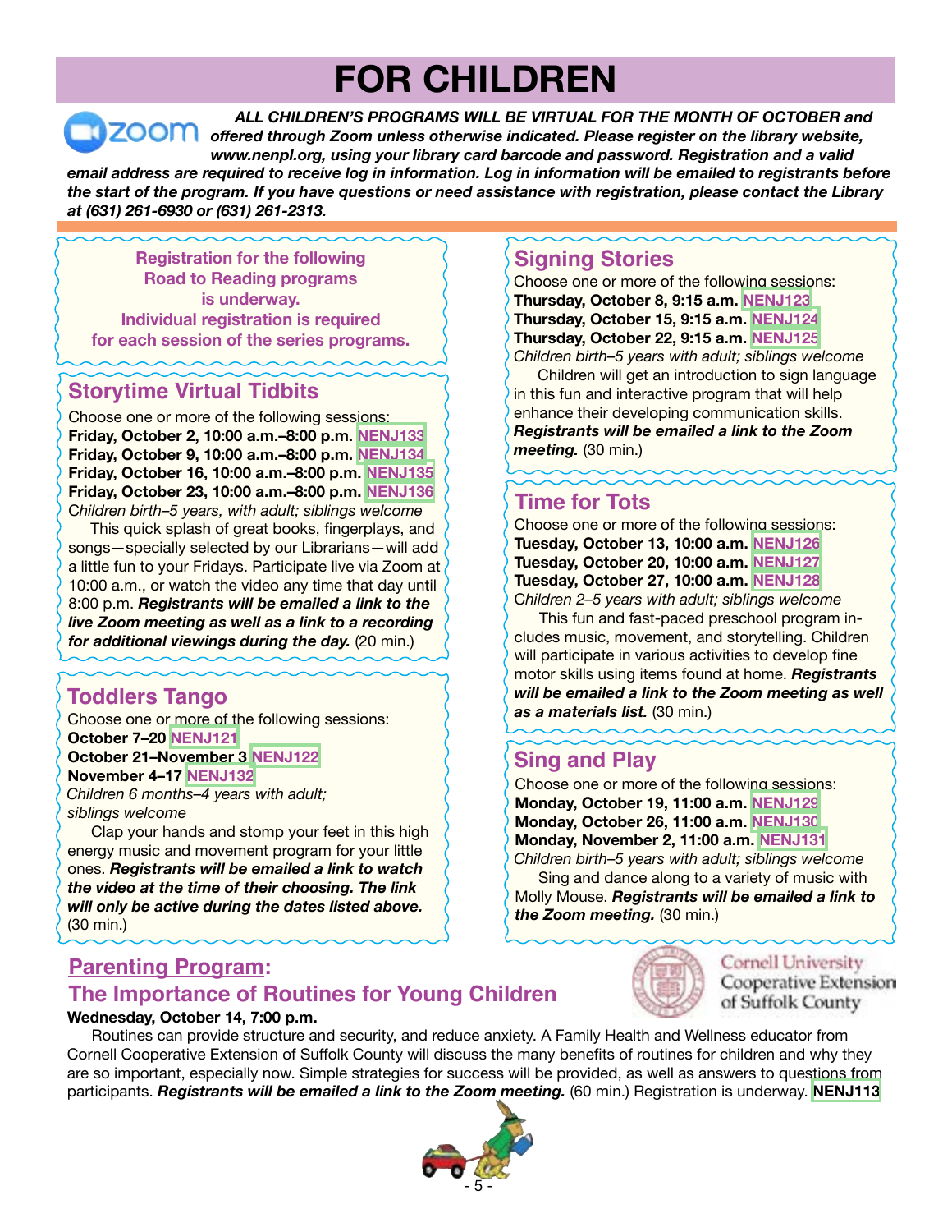# FOR CHILDREN

***ALL CHILDREN'S PROGRAMS WILL BE VIRTUAL FOR THE MONTH OF OCTOBER and offered through Zoom unless otherwise indicated. Please register on the library website, www.nenpl.org, using your library card barcode and password. Registration and a valid email address are required to receive log in information. Log in information will be emailed to registrants before the start of the program. If you have questions or need assistance with registration, please contact the Library at (631) 261-6930 or (631) 261-2313.***

**Registration for the following Road to Reading programs is underway. Individual registration is required for each session of the series programs.**

## Storytime Virtual Tidbits

Choose one or more of the following sessions:
**Friday, October 2, 10:00 a.m.–8:00 p.m.** **NENJ133**
**Friday, October 9, 10:00 a.m.–8:00 p.m.** **NENJ134**
**Friday, October 16, 10:00 a.m.–8:00 p.m.** **NENJ135**
**Friday, October 23, 10:00 a.m.–8:00 p.m.** **NENJ136**
*Children birth–5 years, with adult; siblings welcome*

This quick splash of great books, fingerplays, and songs—specially selected by our Librarians—will add a little fun to your Fridays. Participate live via Zoom at 10:00 a.m., or watch the video any time that day until 8:00 p.m. ***Registrants will be emailed a link to the live Zoom meeting as well as a link to a recording for additional viewings during the day.*** (20 min.)

## Toddlers Tango

Choose one or more of the following sessions:
**October 7–20** **NENJ121**
**October 21–November 3** **NENJ122**
**November 4–17** **NENJ132**
*Children 6 months–4 years with adult; siblings welcome*

Clap your hands and stomp your feet in this high energy music and movement program for your little ones. ***Registrants will be emailed a link to watch the video at the time of their choosing. The link will only be active during the dates listed above.*** (30 min.)

## Signing Stories

Choose one or more of the following sessions:
**Thursday, October 8, 9:15 a.m.** **NENJ123**
**Thursday, October 15, 9:15 a.m.** **NENJ124**
**Thursday, October 22, 9:15 a.m.** **NENJ125**
*Children birth–5 years with adult; siblings welcome*

Children will get an introduction to sign language in this fun and interactive program that will help enhance their developing communication skills. ***Registrants will be emailed a link to the Zoom meeting.*** (30 min.)

## Time for Tots

Choose one or more of the following sessions:
**Tuesday, October 13, 10:00 a.m.** **NENJ126**
**Tuesday, October 20, 10:00 a.m.** **NENJ127**
**Tuesday, October 27, 10:00 a.m.** **NENJ128**
*Children 2–5 years with adult; siblings welcome*

This fun and fast-paced preschool program includes music, movement, and storytelling. Children will participate in various activities to develop fine motor skills using items found at home. ***Registrants will be emailed a link to the Zoom meeting as well as a materials list.*** (30 min.)

## Sing and Play

Choose one or more of the following sessions:
**Monday, October 19, 11:00 a.m.** **NENJ129**
**Monday, October 26, 11:00 a.m.** **NENJ130**
**Monday, November 2, 11:00 a.m.** **NENJ131**
*Children birth–5 years with adult; siblings welcome*

Sing and dance along to a variety of music with Molly Mouse. ***Registrants will be emailed a link to the Zoom meeting.*** (30 min.)

## Parenting Program: The Importance of Routines for Young Children

Cornell University Cooperative Extension of Suffolk County

**Wednesday, October 14, 7:00 p.m.**

Routines can provide structure and security, and reduce anxiety. A Family Health and Wellness educator from Cornell Cooperative Extension of Suffolk County will discuss the many benefits of routines for children and why they are so important, especially now. Simple strategies for success will be provided, as well as answers to questions from participants. ***Registrants will be emailed a link to the Zoom meeting.*** (60 min.) Registration is underway. **NENJ113**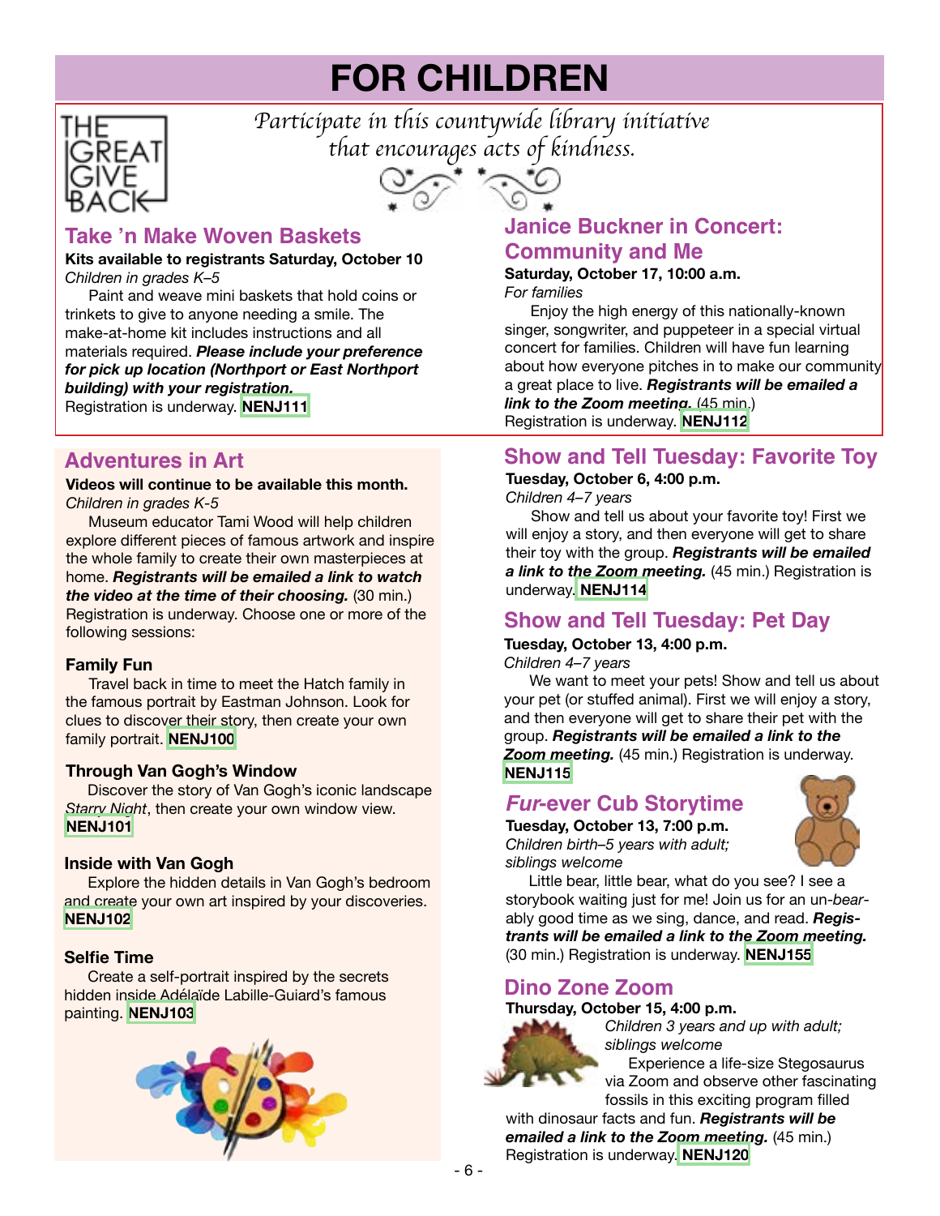# FOR CHILDREN

THE GREAT GIVE BACK

*Participate in this countywide library initiative that encourages acts of kindness.*

## Take 'n Make Woven Baskets

**Kits available to registrants Saturday, October 10**
*Children in grades K–5*

Paint and weave mini baskets that hold coins or trinkets to give to anyone needing a smile. The make-at-home kit includes instructions and all materials required. ***Please include your preference for pick up location (Northport or East Northport building) with your registration.***
Registration is underway. **NENJ111**

## Janice Buckner in Concert: Community and Me

**Saturday, October 17, 10:00 a.m.**
*For families*

Enjoy the high energy of this nationally-known singer, songwriter, and puppeteer in a special virtual concert for families. Children will have fun learning about how everyone pitches in to make our community a great place to live. ***Registrants will be emailed a link to the Zoom meeting.*** (45 min.)
Registration is underway. **NENJ112**

## Adventures in Art

**Videos will continue to be available this month.**
*Children in grades K-5*

Museum educator Tami Wood will help children explore different pieces of famous artwork and inspire the whole family to create their own masterpieces at home. ***Registrants will be emailed a link to watch the video at the time of their choosing.*** (30 min.) Registration is underway. Choose one or more of the following sessions:

### Family Fun

Travel back in time to meet the Hatch family in the famous portrait by Eastman Johnson. Look for clues to discover their story, then create your own family portrait. **NENJ100**

### Through Van Gogh's Window

Discover the story of Van Gogh's iconic landscape *Starry Night*, then create your own window view. **NENJ101**

### Inside with Van Gogh

Explore the hidden details in Van Gogh's bedroom and create your own art inspired by your discoveries. **NENJ102**

### Selfie Time

Create a self-portrait inspired by the secrets hidden inside Adélaïde Labille-Guiard's famous painting. **NENJ103**

## Show and Tell Tuesday: Favorite Toy

**Tuesday, October 6, 4:00 p.m.**
*Children 4–7 years*

Show and tell us about your favorite toy! First we will enjoy a story, and then everyone will get to share their toy with the group. ***Registrants will be emailed a link to the Zoom meeting.*** (45 min.) Registration is underway. **NENJ114**

## Show and Tell Tuesday: Pet Day

**Tuesday, October 13, 4:00 p.m.**
*Children 4–7 years*

We want to meet your pets! Show and tell us about your pet (or stuffed animal). First we will enjoy a story, and then everyone will get to share their pet with the group. ***Registrants will be emailed a link to the Zoom meeting.*** (45 min.) Registration is underway. **NENJ115**

## *Fur*-ever Cub Storytime

**Tuesday, October 13, 7:00 p.m.**
*Children birth–5 years with adult; siblings welcome*

Little bear, little bear, what do you see? I see a storybook waiting just for me! Join us for an un-*bear*-ably good time as we sing, dance, and read. ***Registrants will be emailed a link to the Zoom meeting.*** (30 min.) Registration is underway. **NENJ155**

## Dino Zone Zoom

**Thursday, October 15, 4:00 p.m.**
*Children 3 years and up with adult; siblings welcome*

Experience a life-size Stegosaurus via Zoom and observe other fascinating fossils in this exciting program filled with dinosaur facts and fun. ***Registrants will be emailed a link to the Zoom meeting.*** (45 min.) Registration is underway. **NENJ120**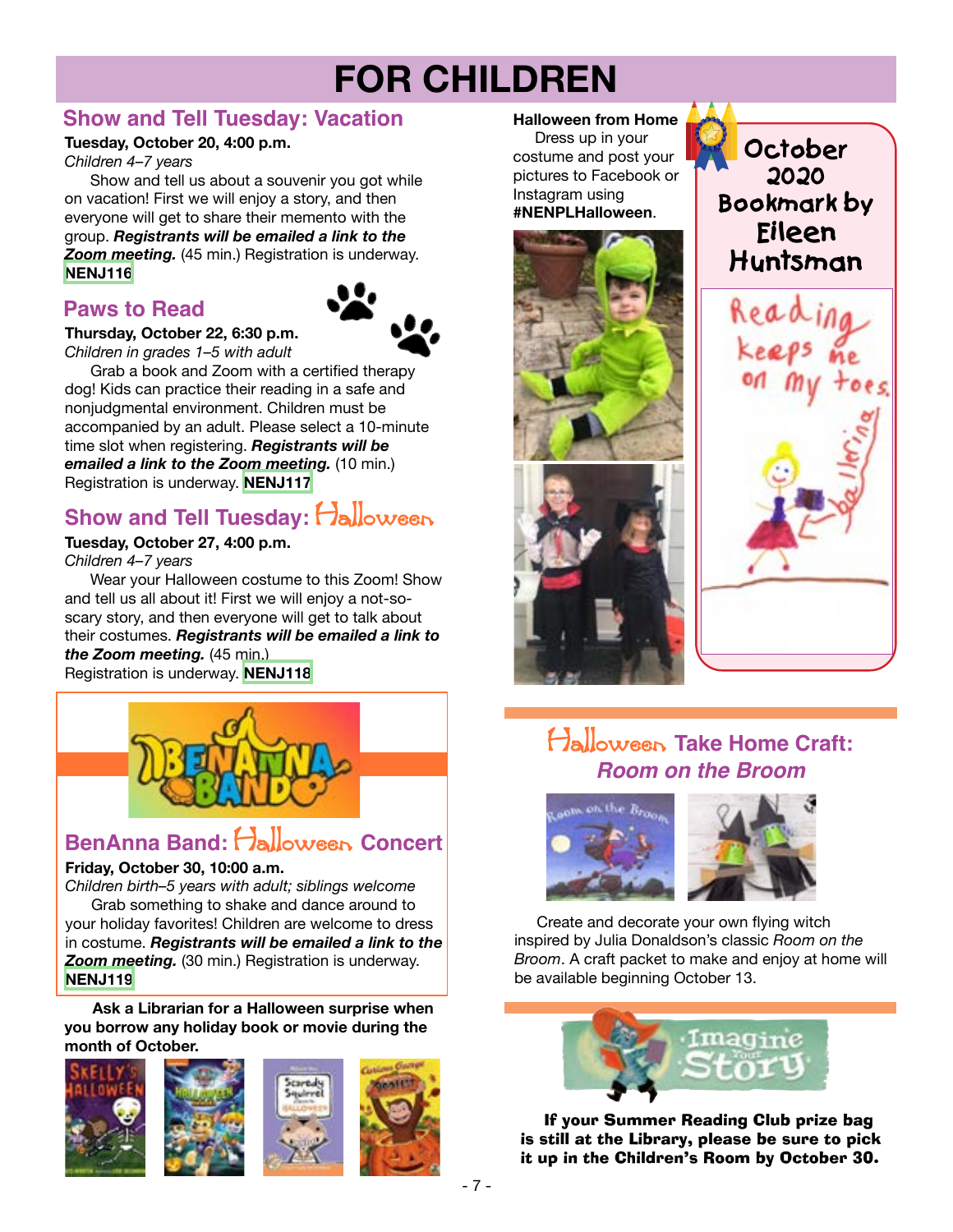# FOR CHILDREN

## Show and Tell Tuesday: Vacation

**Tuesday, October 20, 4:00 p.m.**
*Children 4–7 years*

Show and tell us about a souvenir you got while on vacation! First we will enjoy a story, and then everyone will get to share their memento with the group. ***Registrants will be emailed a link to the Zoom meeting.*** (45 min.) Registration is underway. **NENJ116**

## Paws to Read

**Thursday, October 22, 6:30 p.m.**
*Children in grades 1–5 with adult*

Grab a book and Zoom with a certified therapy dog! Kids can practice their reading in a safe and nonjudgmental environment. Children must be accompanied by an adult. Please select a 10-minute time slot when registering. ***Registrants will be emailed a link to the Zoom meeting.*** (10 min.) Registration is underway. **NENJ117**

## Show and Tell Tuesday: Halloween

**Tuesday, October 27, 4:00 p.m.**
*Children 4–7 years*

Wear your Halloween costume to this Zoom! Show and tell us all about it! First we will enjoy a not-so-scary story, and then everyone will get to talk about their costumes. ***Registrants will be emailed a link to the Zoom meeting.*** (45 min.) Registration is underway. **NENJ118**

## BenAnna Band: Halloween Concert

**Friday, October 30, 10:00 a.m.**
*Children birth–5 years with adult; siblings welcome*

Grab something to shake and dance around to your holiday favorites! Children are welcome to dress in costume. ***Registrants will be emailed a link to the Zoom meeting.*** (30 min.) Registration is underway. **NENJ119**

**Ask a Librarian for a Halloween surprise when you borrow any holiday book or movie during the month of October.**

**Halloween from Home**

Dress up in your costume and post your pictures to Facebook or Instagram using **#NENPLHalloween**.

## October 2020 Bookmark by Eileen Huntsman

## Halloween Take Home Craft: *Room on the Broom*

Create and decorate your own flying witch inspired by Julia Donaldson's classic *Room on the Broom*. A craft packet to make and enjoy at home will be available beginning October 13.

**If your Summer Reading Club prize bag is still at the Library, please be sure to pick it up in the Children's Room by October 30.**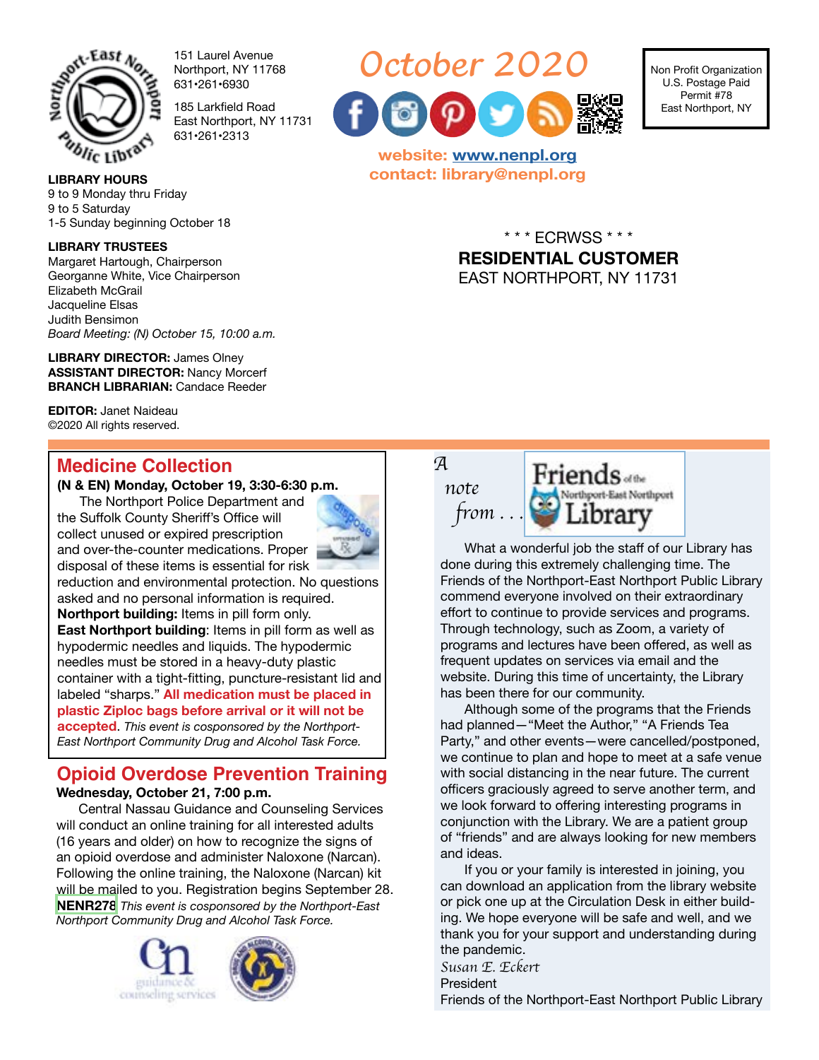151 Laurel Avenue
Northport, NY 11768
631•261•6930

185 Larkfield Road
East Northport, NY 11731
631•261•2313

# October 2020

**website: www.nenpl.org**
**contact: library@nenpl.org**

Non Profit Organization
U.S. Postage Paid
Permit #78
East Northport, NY

**LIBRARY HOURS**
9 to 9 Monday thru Friday
9 to 5 Saturday
1-5 Sunday beginning October 18

**LIBRARY TRUSTEES**
Margaret Hartough, Chairperson
Georganne White, Vice Chairperson
Elizabeth McGrail
Jacqueline Elsas
Judith Bensimon
*Board Meeting: (N) October 15, 10:00 a.m.*

**LIBRARY DIRECTOR:** James Olney
**ASSISTANT DIRECTOR:** Nancy Morcerf
**BRANCH LIBRARIAN:** Candace Reeder

**EDITOR:** Janet Naideau
©2020 All rights reserved.

\* \* \* ECRWSS \* \* \*
**RESIDENTIAL CUSTOMER**
EAST NORTHPORT, NY 11731

## Medicine Collection

**(N & EN) Monday, October 19, 3:30-6:30 p.m.**

The Northport Police Department and the Suffolk County Sheriff's Office will collect unused or expired prescription and over-the-counter medications. Proper disposal of these items is essential for risk reduction and environmental protection. No questions asked and no personal information is required.

**Northport building:** Items in pill form only.

**East Northport building**: Items in pill form as well as hypodermic needles and liquids. The hypodermic needles must be stored in a heavy-duty plastic container with a tight-fitting, puncture-resistant lid and labeled "sharps." **All medication must be placed in plastic Ziploc bags before arrival or it will not be accepted**. *This event is cosponsored by the Northport-East Northport Community Drug and Alcohol Task Force.*

## Opioid Overdose Prevention Training

**Wednesday, October 21, 7:00 p.m.**

Central Nassau Guidance and Counseling Services will conduct an online training for all interested adults (16 years and older) on how to recognize the signs of an opioid overdose and administer Naloxone (Narcan). Following the online training, the Naloxone (Narcan) kit will be mailed to you. Registration begins September 28. **NENR278** *This event is cosponsored by the Northport-East Northport Community Drug and Alcohol Task Force.*

## A note from . . . Friends of the Northport-East Northport Library

What a wonderful job the staff of our Library has done during this extremely challenging time. The Friends of the Northport-East Northport Public Library commend everyone involved on their extraordinary effort to continue to provide services and programs. Through technology, such as Zoom, a variety of programs and lectures have been offered, as well as frequent updates on services via email and the website. During this time of uncertainty, the Library has been there for our community.

Although some of the programs that the Friends had planned—"Meet the Author," "A Friends Tea Party," and other events—were cancelled/postponed, we continue to plan and hope to meet at a safe venue with social distancing in the near future. The current officers graciously agreed to serve another term, and we look forward to offering interesting programs in conjunction with the Library. We are a patient group of "friends" and are always looking for new members and ideas.

If you or your family is interested in joining, you can download an application from the library website or pick one up at the Circulation Desk in either building. We hope everyone will be safe and well, and we thank you for your support and understanding during the pandemic.

*Susan E. Eckert*
President
Friends of the Northport-East Northport Public Library